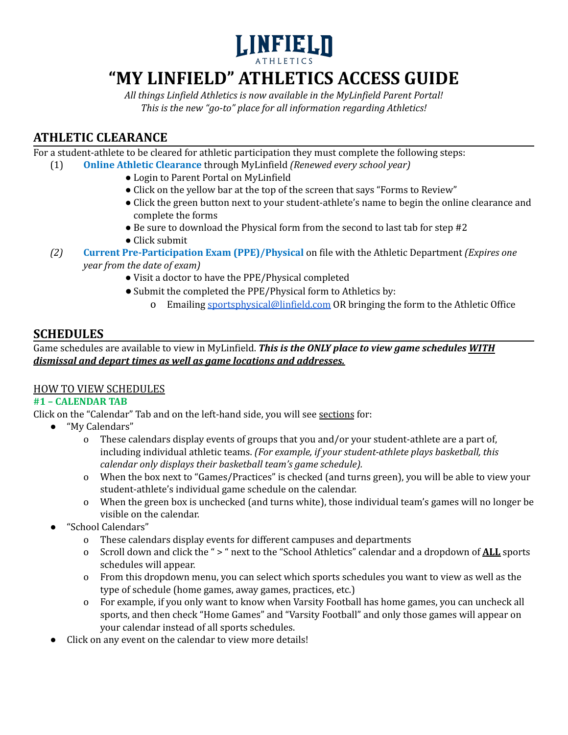**LINFIELD**
ATHLETICS

# "MY LINFIELD" ATHLETICS ACCESS GUIDE

*All things Linfield Athletics is now available in the MyLinfield Parent Portal!*
*This is the new "go-to" place for all information regarding Athletics!*

## ATHLETIC CLEARANCE

For a student-athlete to be cleared for athletic participation they must complete the following steps:

(1) **Online Athletic Clearance** through MyLinfield *(Renewed every school year)*
- Login to Parent Portal on MyLinfield
- Click on the yellow bar at the top of the screen that says "Forms to Review"
- Click the green button next to your student-athlete's name to begin the online clearance and complete the forms
- Be sure to download the Physical form from the second to last tab for step #2
- Click submit

*(2)* **Current Pre-Participation Exam (PPE)/Physical** on file with the Athletic Department *(Expires one year from the date of exam)*
- Visit a doctor to have the PPE/Physical completed
- Submit the completed the PPE/Physical form to Athletics by:
  - Emailing sportsphysical@linfield.com OR bringing the form to the Athletic Office

## SCHEDULES

Game schedules are available to view in MyLinfield. ***This is the ONLY place to view game schedules WITH dismissal and depart times as well as game locations and addresses.***

HOW TO VIEW SCHEDULES

**#1 – CALENDAR TAB**

Click on the "Calendar" Tab and on the left-hand side, you will see sections for:

- "My Calendars"
  - These calendars display events of groups that you and/or your student-athlete are a part of, including individual athletic teams. *(For example, if your student-athlete plays basketball, this calendar only displays their basketball team's game schedule).*
  - When the box next to "Games/Practices" is checked (and turns green), you will be able to view your student-athlete's individual game schedule on the calendar.
  - When the green box is unchecked (and turns white), those individual team's games will no longer be visible on the calendar.
- "School Calendars"
  - These calendars display events for different campuses and departments
  - Scroll down and click the " > " next to the "School Athletics" calendar and a dropdown of **ALL** sports schedules will appear.
  - From this dropdown menu, you can select which sports schedules you want to view as well as the type of schedule (home games, away games, practices, etc.)
  - For example, if you only want to know when Varsity Football has home games, you can uncheck all sports, and then check "Home Games" and "Varsity Football" and only those games will appear on your calendar instead of all sports schedules.
- Click on any event on the calendar to view more details!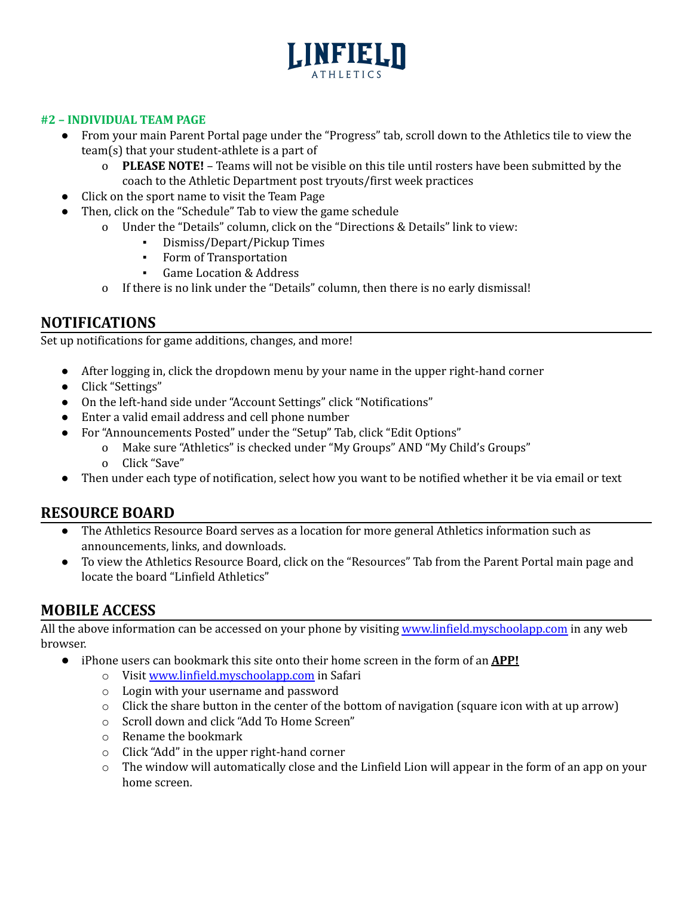# LINFIELD ATHLETICS

**#2 – INDIVIDUAL TEAM PAGE**

- From your main Parent Portal page under the "Progress" tab, scroll down to the Athletics tile to view the team(s) that your student-athlete is a part of
  - **PLEASE NOTE!** – Teams will not be visible on this tile until rosters have been submitted by the coach to the Athletic Department post tryouts/first week practices
- Click on the sport name to visit the Team Page
- Then, click on the "Schedule" Tab to view the game schedule
  - Under the "Details" column, click on the "Directions & Details" link to view:
    - Dismiss/Depart/Pickup Times
    - Form of Transportation
    - Game Location & Address
  - If there is no link under the "Details" column, then there is no early dismissal!

## NOTIFICATIONS

Set up notifications for game additions, changes, and more!

- After logging in, click the dropdown menu by your name in the upper right-hand corner
- Click "Settings"
- On the left-hand side under "Account Settings" click "Notifications"
- Enter a valid email address and cell phone number
- For "Announcements Posted" under the "Setup" Tab, click "Edit Options"
  - Make sure "Athletics" is checked under "My Groups" AND "My Child's Groups"
  - Click "Save"
- Then under each type of notification, select how you want to be notified whether it be via email or text

## RESOURCE BOARD

- The Athletics Resource Board serves as a location for more general Athletics information such as announcements, links, and downloads.
- To view the Athletics Resource Board, click on the "Resources" Tab from the Parent Portal main page and locate the board "Linfield Athletics"

## MOBILE ACCESS

All the above information can be accessed on your phone by visiting www.linfield.myschoolapp.com in any web browser.

- iPhone users can bookmark this site onto their home screen in the form of an **APP!**
  - Visit www.linfield.myschoolapp.com in Safari
  - Login with your username and password
  - Click the share button in the center of the bottom of navigation (square icon with at up arrow)
  - Scroll down and click "Add To Home Screen"
  - Rename the bookmark
  - Click "Add" in the upper right-hand corner
  - The window will automatically close and the Linfield Lion will appear in the form of an app on your home screen.